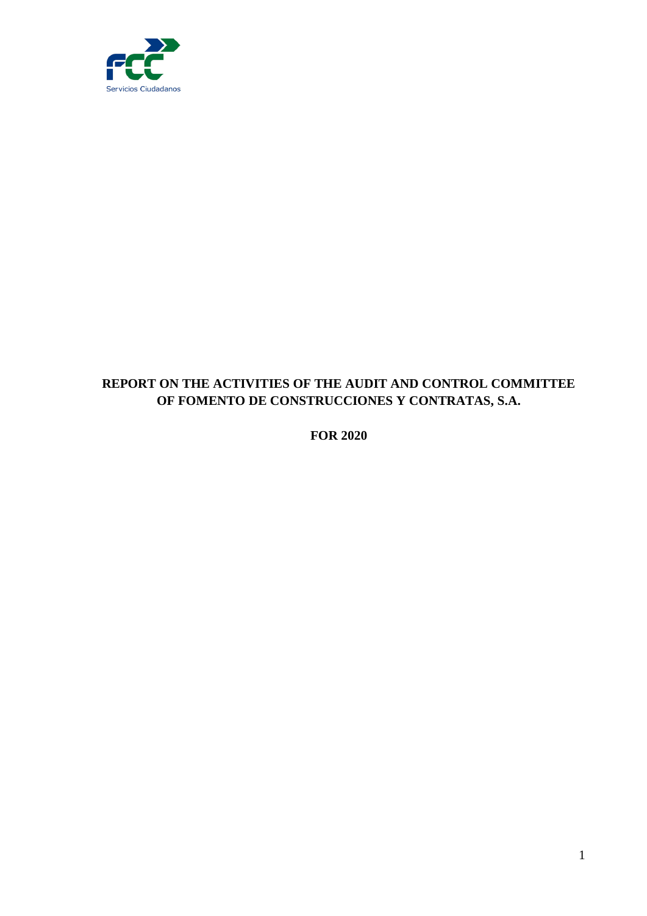FCC Servicios Ciudadanos

# REPORT ON THE ACTIVITIES OF THE AUDIT AND CONTROL COMMITTEE OF FOMENTO DE CONSTRUCCIONES Y CONTRATAS, S.A.

**FOR 2020**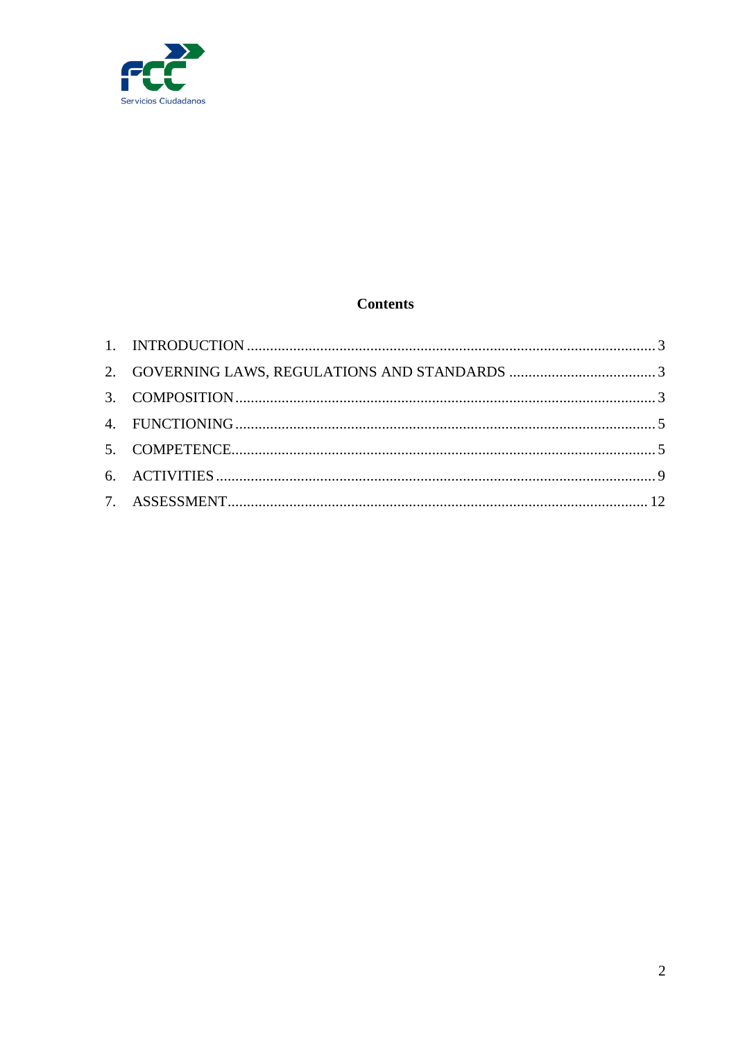**Contents**

1. INTRODUCTION ........................................................................................................ 3
2. GOVERNING LAWS, REGULATIONS AND STANDARDS ...................................... 3
3. COMPOSITION .......................................................................................................... 3
4. FUNCTIONING .......................................................................................................... 5
5. COMPETENCE ........................................................................................................... 5
6. ACTIVITIES ............................................................................................................... 9
7. ASSESSMENT ........................................................................................................... 12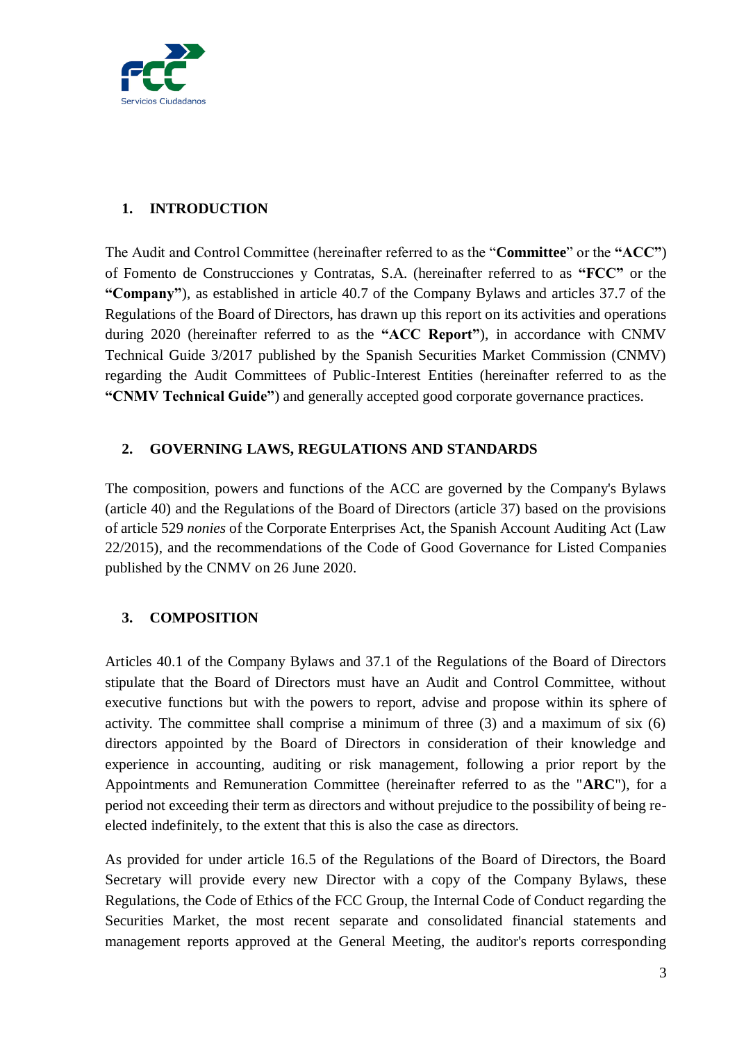## 1. INTRODUCTION

The Audit and Control Committee (hereinafter referred to as the "**Committee**" or the **"ACC"**) of Fomento de Construcciones y Contratas, S.A. (hereinafter referred to as **"FCC"** or the **"Company"**), as established in article 40.7 of the Company Bylaws and articles 37.7 of the Regulations of the Board of Directors, has drawn up this report on its activities and operations during 2020 (hereinafter referred to as the **"ACC Report"**), in accordance with CNMV Technical Guide 3/2017 published by the Spanish Securities Market Commission (CNMV) regarding the Audit Committees of Public-Interest Entities (hereinafter referred to as the **"CNMV Technical Guide"**) and generally accepted good corporate governance practices.

## 2. GOVERNING LAWS, REGULATIONS AND STANDARDS

The composition, powers and functions of the ACC are governed by the Company's Bylaws (article 40) and the Regulations of the Board of Directors (article 37) based on the provisions of article 529 *nonies* of the Corporate Enterprises Act, the Spanish Account Auditing Act (Law 22/2015), and the recommendations of the Code of Good Governance for Listed Companies published by the CNMV on 26 June 2020.

## 3. COMPOSITION

Articles 40.1 of the Company Bylaws and 37.1 of the Regulations of the Board of Directors stipulate that the Board of Directors must have an Audit and Control Committee, without executive functions but with the powers to report, advise and propose within its sphere of activity. The committee shall comprise a minimum of three (3) and a maximum of six (6) directors appointed by the Board of Directors in consideration of their knowledge and experience in accounting, auditing or risk management, following a prior report by the Appointments and Remuneration Committee (hereinafter referred to as the "**ARC**"), for a period not exceeding their term as directors and without prejudice to the possibility of being re-elected indefinitely, to the extent that this is also the case as directors.

As provided for under article 16.5 of the Regulations of the Board of Directors, the Board Secretary will provide every new Director with a copy of the Company Bylaws, these Regulations, the Code of Ethics of the FCC Group, the Internal Code of Conduct regarding the Securities Market, the most recent separate and consolidated financial statements and management reports approved at the General Meeting, the auditor's reports corresponding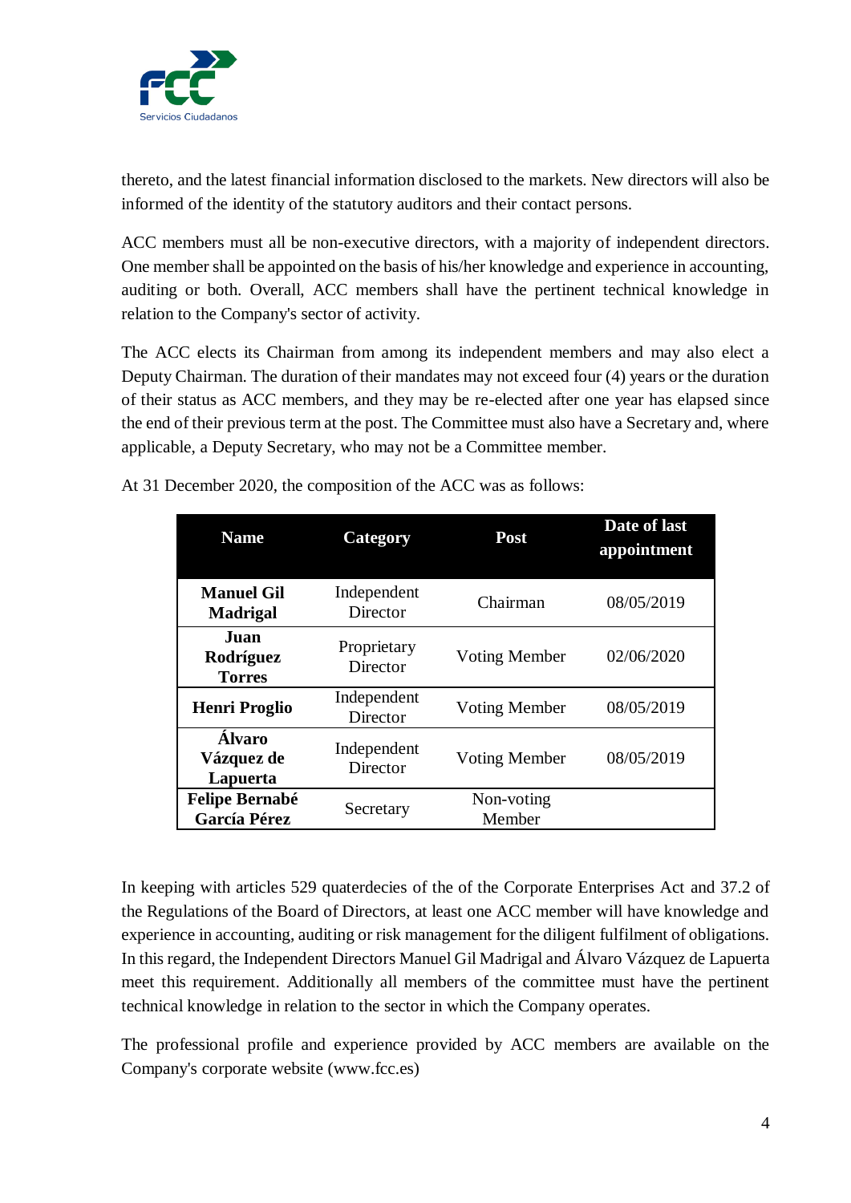thereto, and the latest financial information disclosed to the markets. New directors will also be informed of the identity of the statutory auditors and their contact persons.

ACC members must all be non-executive directors, with a majority of independent directors. One member shall be appointed on the basis of his/her knowledge and experience in accounting, auditing or both. Overall, ACC members shall have the pertinent technical knowledge in relation to the Company's sector of activity.

The ACC elects its Chairman from among its independent members and may also elect a Deputy Chairman. The duration of their mandates may not exceed four (4) years or the duration of their status as ACC members, and they may be re-elected after one year has elapsed since the end of their previous term at the post. The Committee must also have a Secretary and, where applicable, a Deputy Secretary, who may not be a Committee member.

At 31 December 2020, the composition of the ACC was as follows:

| Name | Category | Post | Date of last appointment |
|---|---|---|---|
| **Manuel Gil Madrigal** | Independent Director | Chairman | 08/05/2019 |
| **Juan Rodríguez Torres** | Proprietary Director | Voting Member | 02/06/2020 |
| **Henri Proglio** | Independent Director | Voting Member | 08/05/2019 |
| **Álvaro Vázquez de Lapuerta** | Independent Director | Voting Member | 08/05/2019 |
| **Felipe Bernabé García Pérez** | Secretary | Non-voting Member | |

In keeping with articles 529 quaterdecies of the of the Corporate Enterprises Act and 37.2 of the Regulations of the Board of Directors, at least one ACC member will have knowledge and experience in accounting, auditing or risk management for the diligent fulfilment of obligations. In this regard, the Independent Directors Manuel Gil Madrigal and Álvaro Vázquez de Lapuerta meet this requirement. Additionally all members of the committee must have the pertinent technical knowledge in relation to the sector in which the Company operates.

The professional profile and experience provided by ACC members are available on the Company's corporate website (www.fcc.es)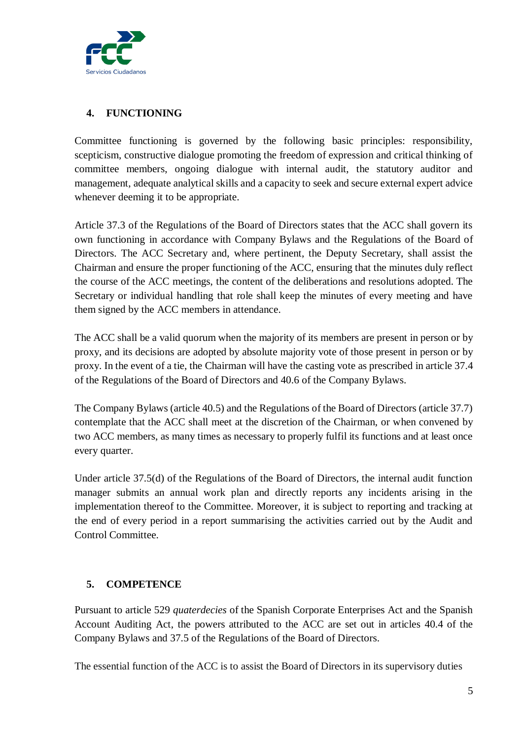## 4. FUNCTIONING

Committee functioning is governed by the following basic principles: responsibility, scepticism, constructive dialogue promoting the freedom of expression and critical thinking of committee members, ongoing dialogue with internal audit, the statutory auditor and management, adequate analytical skills and a capacity to seek and secure external expert advice whenever deeming it to be appropriate.

Article 37.3 of the Regulations of the Board of Directors states that the ACC shall govern its own functioning in accordance with Company Bylaws and the Regulations of the Board of Directors. The ACC Secretary and, where pertinent, the Deputy Secretary, shall assist the Chairman and ensure the proper functioning of the ACC, ensuring that the minutes duly reflect the course of the ACC meetings, the content of the deliberations and resolutions adopted. The Secretary or individual handling that role shall keep the minutes of every meeting and have them signed by the ACC members in attendance.

The ACC shall be a valid quorum when the majority of its members are present in person or by proxy, and its decisions are adopted by absolute majority vote of those present in person or by proxy. In the event of a tie, the Chairman will have the casting vote as prescribed in article 37.4 of the Regulations of the Board of Directors and 40.6 of the Company Bylaws.

The Company Bylaws (article 40.5) and the Regulations of the Board of Directors (article 37.7) contemplate that the ACC shall meet at the discretion of the Chairman, or when convened by two ACC members, as many times as necessary to properly fulfil its functions and at least once every quarter.

Under article 37.5(d) of the Regulations of the Board of Directors, the internal audit function manager submits an annual work plan and directly reports any incidents arising in the implementation thereof to the Committee. Moreover, it is subject to reporting and tracking at the end of every period in a report summarising the activities carried out by the Audit and Control Committee.

## 5. COMPETENCE

Pursuant to article 529 *quaterdecies* of the Spanish Corporate Enterprises Act and the Spanish Account Auditing Act, the powers attributed to the ACC are set out in articles 40.4 of the Company Bylaws and 37.5 of the Regulations of the Board of Directors.

The essential function of the ACC is to assist the Board of Directors in its supervisory duties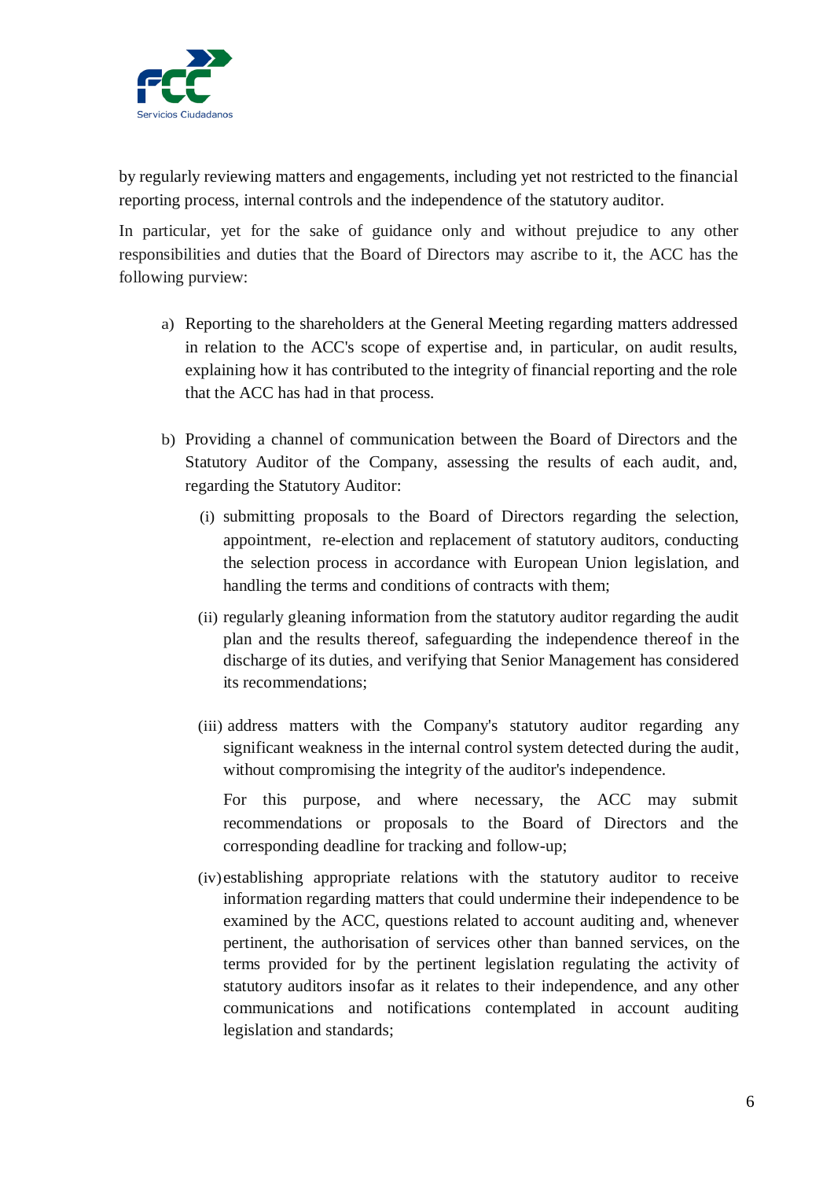by regularly reviewing matters and engagements, including yet not restricted to the financial reporting process, internal controls and the independence of the statutory auditor.

In particular, yet for the sake of guidance only and without prejudice to any other responsibilities and duties that the Board of Directors may ascribe to it, the ACC has the following purview:

a) Reporting to the shareholders at the General Meeting regarding matters addressed in relation to the ACC's scope of expertise and, in particular, on audit results, explaining how it has contributed to the integrity of financial reporting and the role that the ACC has had in that process.

b) Providing a channel of communication between the Board of Directors and the Statutory Auditor of the Company, assessing the results of each audit, and, regarding the Statutory Auditor:

   (i) submitting proposals to the Board of Directors regarding the selection, appointment, re-election and replacement of statutory auditors, conducting the selection process in accordance with European Union legislation, and handling the terms and conditions of contracts with them;

   (ii) regularly gleaning information from the statutory auditor regarding the audit plan and the results thereof, safeguarding the independence thereof in the discharge of its duties, and verifying that Senior Management has considered its recommendations;

   (iii) address matters with the Company's statutory auditor regarding any significant weakness in the internal control system detected during the audit, without compromising the integrity of the auditor's independence.

   For this purpose, and where necessary, the ACC may submit recommendations or proposals to the Board of Directors and the corresponding deadline for tracking and follow-up;

   (iv) establishing appropriate relations with the statutory auditor to receive information regarding matters that could undermine their independence to be examined by the ACC, questions related to account auditing and, whenever pertinent, the authorisation of services other than banned services, on the terms provided for by the pertinent legislation regulating the activity of statutory auditors insofar as it relates to their independence, and any other communications and notifications contemplated in account auditing legislation and standards;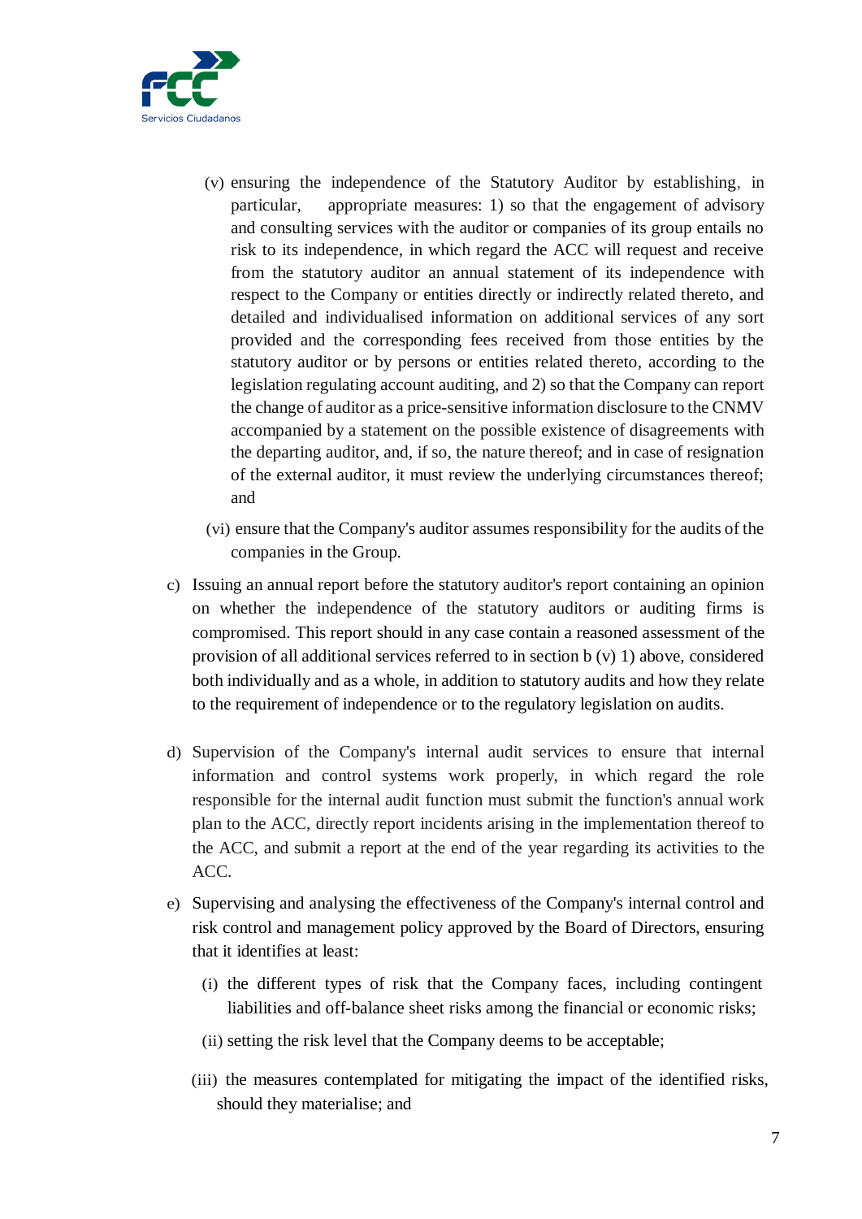(v) ensuring the independence of the Statutory Auditor by establishing, in particular, appropriate measures: 1) so that the engagement of advisory and consulting services with the auditor or companies of its group entails no risk to its independence, in which regard the ACC will request and receive from the statutory auditor an annual statement of its independence with respect to the Company or entities directly or indirectly related thereto, and detailed and individualised information on additional services of any sort provided and the corresponding fees received from those entities by the statutory auditor or by persons or entities related thereto, according to the legislation regulating account auditing, and 2) so that the Company can report the change of auditor as a price-sensitive information disclosure to the CNMV accompanied by a statement on the possible existence of disagreements with the departing auditor, and, if so, the nature thereof; and in case of resignation of the external auditor, it must review the underlying circumstances thereof; and

(vi) ensure that the Company's auditor assumes responsibility for the audits of the companies in the Group.

c) Issuing an annual report before the statutory auditor's report containing an opinion on whether the independence of the statutory auditors or auditing firms is compromised. This report should in any case contain a reasoned assessment of the provision of all additional services referred to in section b (v) 1) above, considered both individually and as a whole, in addition to statutory audits and how they relate to the requirement of independence or to the regulatory legislation on audits.

d) Supervision of the Company's internal audit services to ensure that internal information and control systems work properly, in which regard the role responsible for the internal audit function must submit the function's annual work plan to the ACC, directly report incidents arising in the implementation thereof to the ACC, and submit a report at the end of the year regarding its activities to the ACC.

e) Supervising and analysing the effectiveness of the Company's internal control and risk control and management policy approved by the Board of Directors, ensuring that it identifies at least:

(i) the different types of risk that the Company faces, including contingent liabilities and off-balance sheet risks among the financial or economic risks;

(ii) setting the risk level that the Company deems to be acceptable;

(iii) the measures contemplated for mitigating the impact of the identified risks, should they materialise; and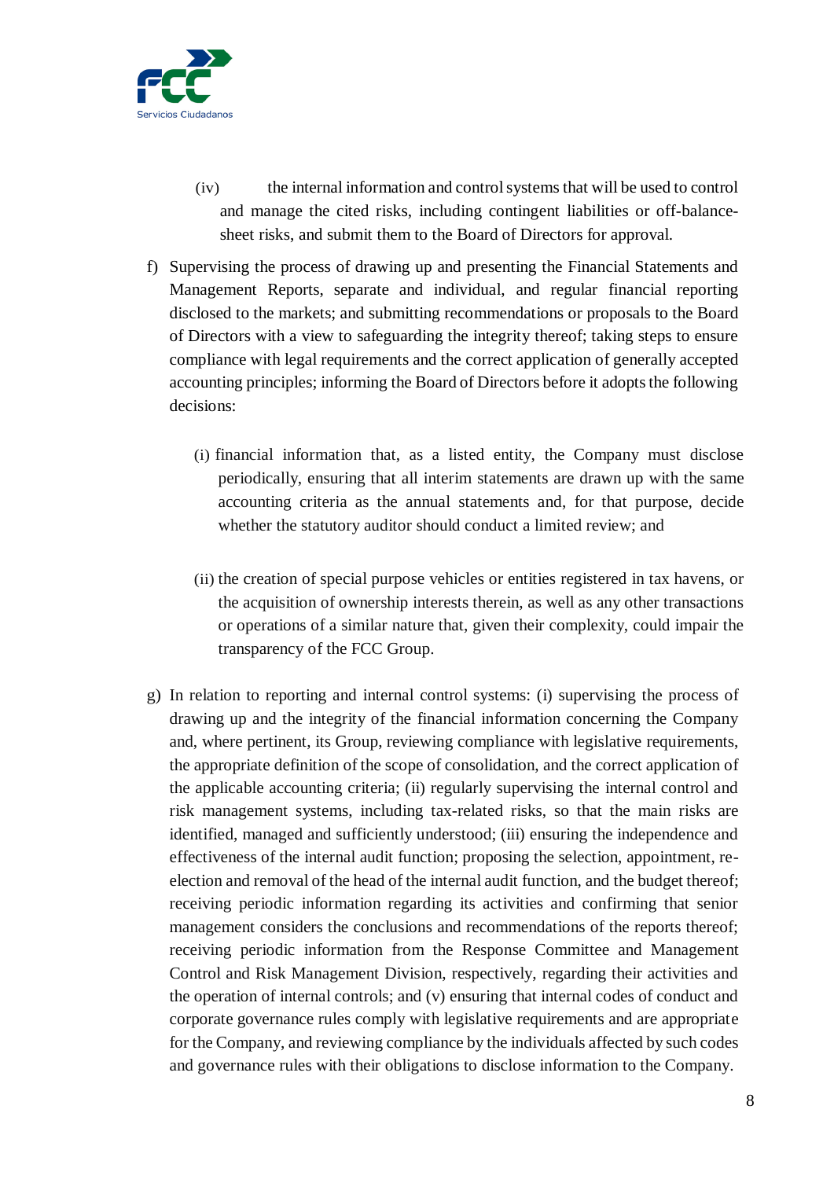(iv) the internal information and control systems that will be used to control and manage the cited risks, including contingent liabilities or off-balance-sheet risks, and submit them to the Board of Directors for approval.

f) Supervising the process of drawing up and presenting the Financial Statements and Management Reports, separate and individual, and regular financial reporting disclosed to the markets; and submitting recommendations or proposals to the Board of Directors with a view to safeguarding the integrity thereof; taking steps to ensure compliance with legal requirements and the correct application of generally accepted accounting principles; informing the Board of Directors before it adopts the following decisions:

   (i) financial information that, as a listed entity, the Company must disclose periodically, ensuring that all interim statements are drawn up with the same accounting criteria as the annual statements and, for that purpose, decide whether the statutory auditor should conduct a limited review; and

   (ii) the creation of special purpose vehicles or entities registered in tax havens, or the acquisition of ownership interests therein, as well as any other transactions or operations of a similar nature that, given their complexity, could impair the transparency of the FCC Group.

g) In relation to reporting and internal control systems: (i) supervising the process of drawing up and the integrity of the financial information concerning the Company and, where pertinent, its Group, reviewing compliance with legislative requirements, the appropriate definition of the scope of consolidation, and the correct application of the applicable accounting criteria; (ii) regularly supervising the internal control and risk management systems, including tax-related risks, so that the main risks are identified, managed and sufficiently understood; (iii) ensuring the independence and effectiveness of the internal audit function; proposing the selection, appointment, re-election and removal of the head of the internal audit function, and the budget thereof; receiving periodic information regarding its activities and confirming that senior management considers the conclusions and recommendations of the reports thereof; receiving periodic information from the Response Committee and Management Control and Risk Management Division, respectively, regarding their activities and the operation of internal controls; and (v) ensuring that internal codes of conduct and corporate governance rules comply with legislative requirements and are appropriate for the Company, and reviewing compliance by the individuals affected by such codes and governance rules with their obligations to disclose information to the Company.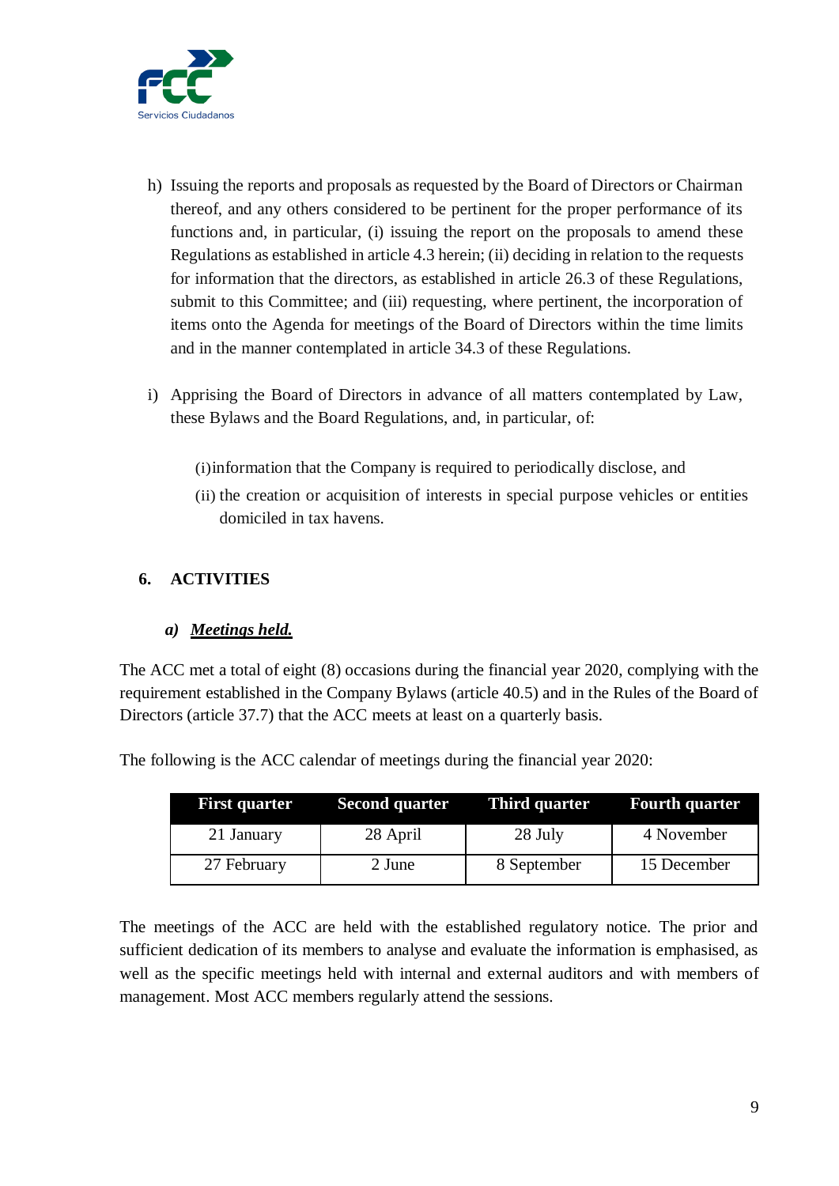h) Issuing the reports and proposals as requested by the Board of Directors or Chairman thereof, and any others considered to be pertinent for the proper performance of its functions and, in particular, (i) issuing the report on the proposals to amend these Regulations as established in article 4.3 herein; (ii) deciding in relation to the requests for information that the directors, as established in article 26.3 of these Regulations, submit to this Committee; and (iii) requesting, where pertinent, the incorporation of items onto the Agenda for meetings of the Board of Directors within the time limits and in the manner contemplated in article 34.3 of these Regulations.

i) Apprising the Board of Directors in advance of all matters contemplated by Law, these Bylaws and the Board Regulations, and, in particular, of:

   (i) information that the Company is required to periodically disclose, and

   (ii) the creation or acquisition of interests in special purpose vehicles or entities domiciled in tax havens.

## 6. ACTIVITIES

### *a) Meetings held.*

The ACC met a total of eight (8) occasions during the financial year 2020, complying with the requirement established in the Company Bylaws (article 40.5) and in the Rules of the Board of Directors (article 37.7) that the ACC meets at least on a quarterly basis.

The following is the ACC calendar of meetings during the financial year 2020:

| First quarter | Second quarter | Third quarter | Fourth quarter |
|---|---|---|---|
| 21 January | 28 April | 28 July | 4 November |
| 27 February | 2 June | 8 September | 15 December |

The meetings of the ACC are held with the established regulatory notice. The prior and sufficient dedication of its members to analyse and evaluate the information is emphasised, as well as the specific meetings held with internal and external auditors and with members of management. Most ACC members regularly attend the sessions.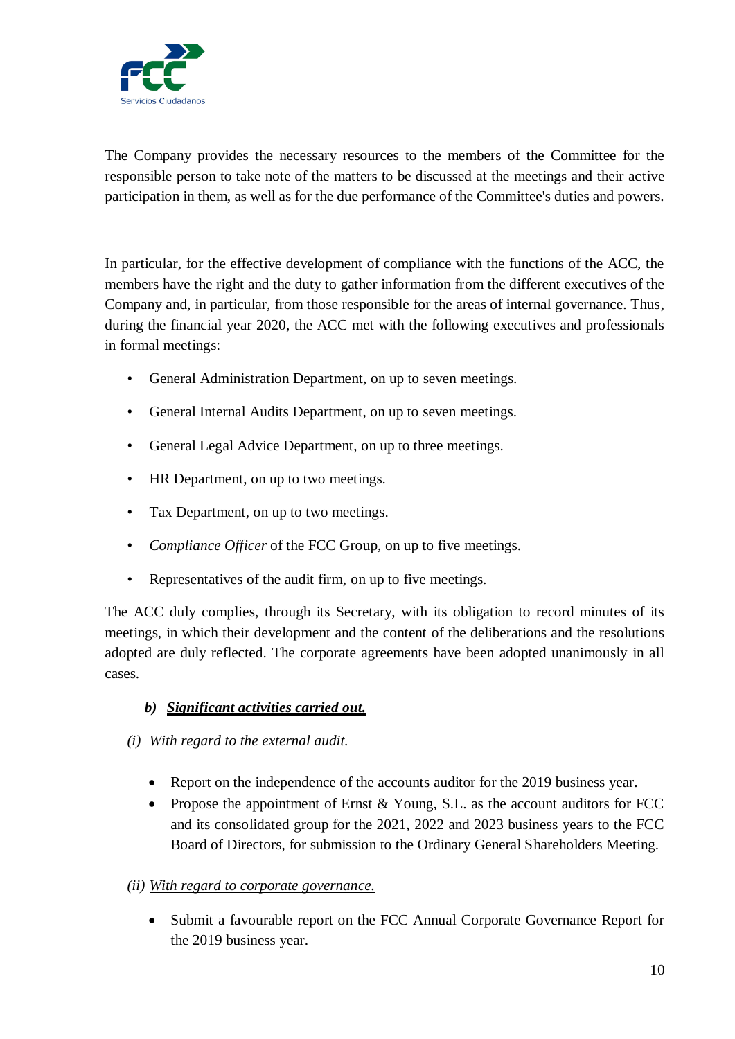The Company provides the necessary resources to the members of the Committee for the responsible person to take note of the matters to be discussed at the meetings and their active participation in them, as well as for the due performance of the Committee's duties and powers.

In particular, for the effective development of compliance with the functions of the ACC, the members have the right and the duty to gather information from the different executives of the Company and, in particular, from those responsible for the areas of internal governance. Thus, during the financial year 2020, the ACC met with the following executives and professionals in formal meetings:

- General Administration Department, on up to seven meetings.
- General Internal Audits Department, on up to seven meetings.
- General Legal Advice Department, on up to three meetings.
- HR Department, on up to two meetings.
- Tax Department, on up to two meetings.
- *Compliance Officer* of the FCC Group, on up to five meetings.
- Representatives of the audit firm, on up to five meetings.

The ACC duly complies, through its Secretary, with its obligation to record minutes of its meetings, in which their development and the content of the deliberations and the resolutions adopted are duly reflected. The corporate agreements have been adopted unanimously in all cases.

***b) <u>Significant activities carried out.</u>***

*(i) <u>With regard to the external audit.</u>*

- Report on the independence of the accounts auditor for the 2019 business year.
- Propose the appointment of Ernst & Young, S.L. as the account auditors for FCC and its consolidated group for the 2021, 2022 and 2023 business years to the FCC Board of Directors, for submission to the Ordinary General Shareholders Meeting.

*(ii) <u>With regard to corporate governance.</u>*

- Submit a favourable report on the FCC Annual Corporate Governance Report for the 2019 business year.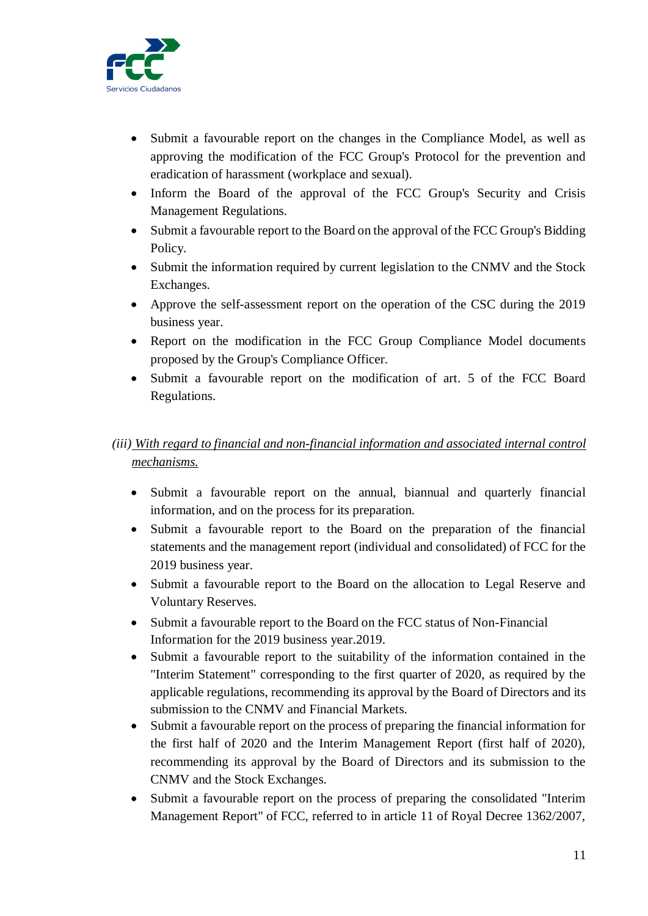- Submit a favourable report on the changes in the Compliance Model, as well as approving the modification of the FCC Group's Protocol for the prevention and eradication of harassment (workplace and sexual).
- Inform the Board of the approval of the FCC Group's Security and Crisis Management Regulations.
- Submit a favourable report to the Board on the approval of the FCC Group's Bidding Policy.
- Submit the information required by current legislation to the CNMV and the Stock Exchanges.
- Approve the self-assessment report on the operation of the CSC during the 2019 business year.
- Report on the modification in the FCC Group Compliance Model documents proposed by the Group's Compliance Officer.
- Submit a favourable report on the modification of art. 5 of the FCC Board Regulations.

*(iii) With regard to financial and non-financial information and associated internal control mechanisms.*

- Submit a favourable report on the annual, biannual and quarterly financial information, and on the process for its preparation.
- Submit a favourable report to the Board on the preparation of the financial statements and the management report (individual and consolidated) of FCC for the 2019 business year.
- Submit a favourable report to the Board on the allocation to Legal Reserve and Voluntary Reserves.
- Submit a favourable report to the Board on the FCC status of Non-Financial Information for the 2019 business year.2019.
- Submit a favourable report to the suitability of the information contained in the "Interim Statement" corresponding to the first quarter of 2020, as required by the applicable regulations, recommending its approval by the Board of Directors and its submission to the CNMV and Financial Markets.
- Submit a favourable report on the process of preparing the financial information for the first half of 2020 and the Interim Management Report (first half of 2020), recommending its approval by the Board of Directors and its submission to the CNMV and the Stock Exchanges.
- Submit a favourable report on the process of preparing the consolidated "Interim Management Report" of FCC, referred to in article 11 of Royal Decree 1362/2007,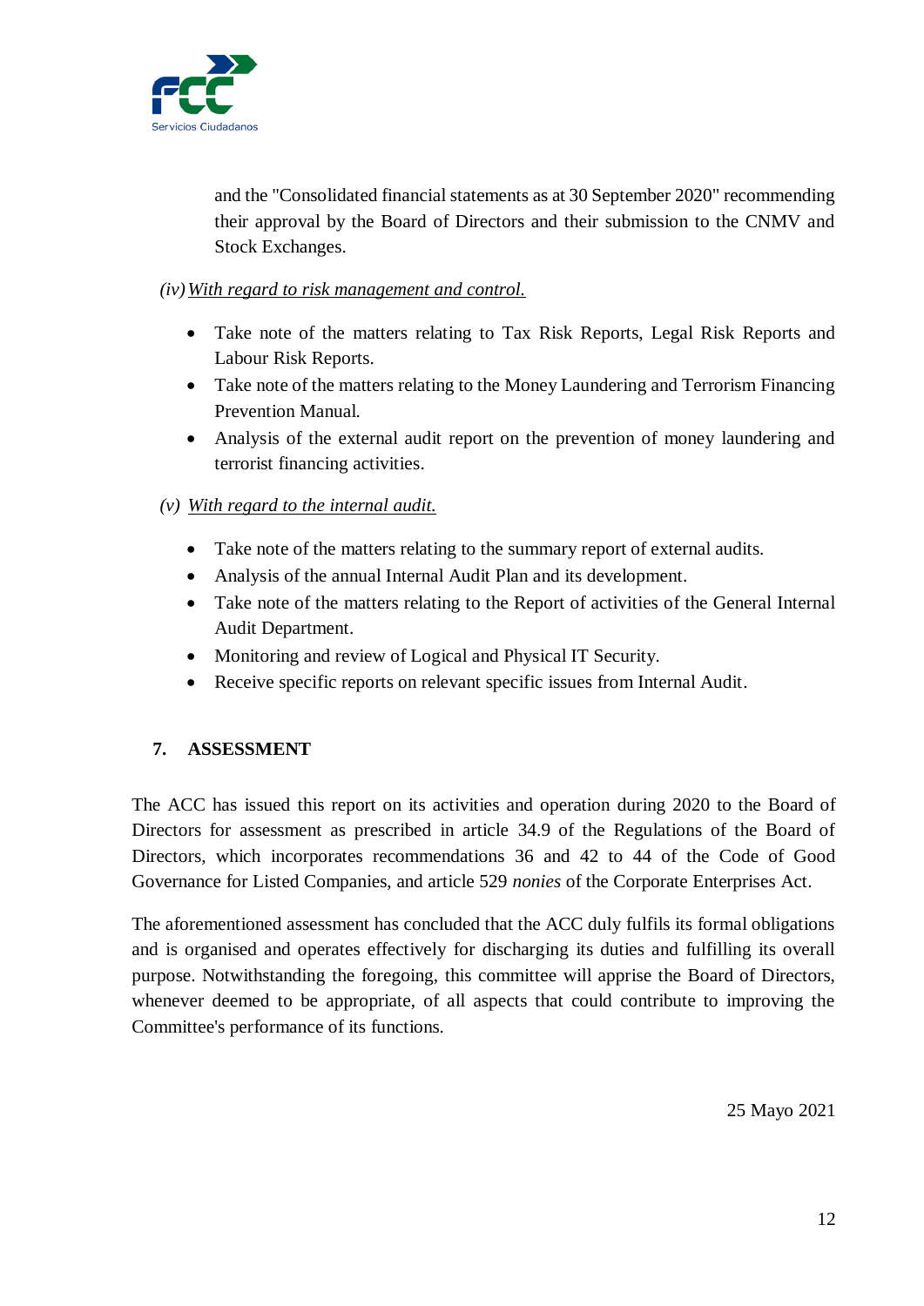and the "Consolidated financial statements as at 30 September 2020" recommending their approval by the Board of Directors and their submission to the CNMV and Stock Exchanges.

*(iv) With regard to risk management and control.*

- Take note of the matters relating to Tax Risk Reports, Legal Risk Reports and Labour Risk Reports.
- Take note of the matters relating to the Money Laundering and Terrorism Financing Prevention Manual.
- Analysis of the external audit report on the prevention of money laundering and terrorist financing activities.

*(v) With regard to the internal audit.*

- Take note of the matters relating to the summary report of external audits.
- Analysis of the annual Internal Audit Plan and its development.
- Take note of the matters relating to the Report of activities of the General Internal Audit Department.
- Monitoring and review of Logical and Physical IT Security.
- Receive specific reports on relevant specific issues from Internal Audit.

## 7. ASSESSMENT

The ACC has issued this report on its activities and operation during 2020 to the Board of Directors for assessment as prescribed in article 34.9 of the Regulations of the Board of Directors, which incorporates recommendations 36 and 42 to 44 of the Code of Good Governance for Listed Companies, and article 529 *nonies* of the Corporate Enterprises Act.

The aforementioned assessment has concluded that the ACC duly fulfils its formal obligations and is organised and operates effectively for discharging its duties and fulfilling its overall purpose. Notwithstanding the foregoing, this committee will apprise the Board of Directors, whenever deemed to be appropriate, of all aspects that could contribute to improving the Committee's performance of its functions.

25 Mayo 2021